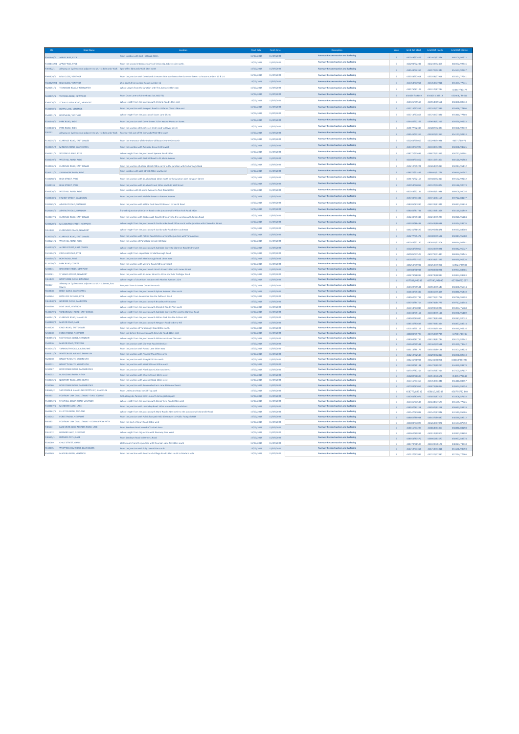| NRL | Road Name | Location | Start Date | Finish Date | Description | Years | Grid Ref Start | Grid Ref Finish | Grid Ref Centre |
|---|---|---|---|---|---|---|---|---|---|
| F3404W/1 | APPLEY RISE, RYDE | From junction with East Hill Road 230m | 15/07/2019 | 15/07/2024 | Footway Reconstruction and Surfacing | 5 | 460249/92403 | 460200/92576 | 460200/92522 |
| F3404W/1 | APPLEY RISE, RYDE | From the second entrance north of St Cecelia Abbey 116m north | 15/07/2019 | 15/07/2024 | Footway Reconstruction and Surfacing | 5 | 460294/92386 | 460249/92403 | 460272/92394 |
| F3521/1 | Alleyway or Cycleway not adjacent to ML - St Edmunds Walk | Spur off St Edmunds Walk 56m north | 15/07/2019 | 15/07/2024 | Footway Reconstruction and Surfacing | 5 | 454540/92332 | 454570/92343 | 454557/92327 |
| F3400W/1 | BEW CLOSE, VENTNOR | From the junction with Downlands Crescent 98m southwest then lane southwest to house numbers 13 & 14 | 15/07/2019 | 15/07/2024 | Footway Reconstruction and Surfacing | 5 | 455358/77918 | 455358/77918 | 455395/77941 |
| F3400W/1 | BEW CLOSE, VENTNOR | 25m south from outside house number 16 | 15/07/2019 | 15/07/2024 | Footway Reconstruction and Surfacing | 5 | 455358/77918 | 455358/77918 | 455395/77941 |
| F3420W/1 | TENNYSON ROAD, FRESHWATER | Whole length from the junction with The Avenue 308m east | 15/07/2019 | 15/07/2024 | Footway Reconstruction and Surfacing | 5 | 433576/87129 | 433917/87233 | 433417/87177 |
| F3002W/1 | VICTORIA ROAD, NEWPORT | From Cross Lane to Fairlee Road (SJ5,200775) | 15/07/2019 | 15/07/2024 | Footway Reconstruction and Surfacing | 5 | 450459 / 89049 | 450451 / 89519 | 450468 / 89911 |
| F3602W/1 | ST FIELDS VIEW ROAD, NEWPORT | Whole length from the junction with Victoria Road 134m east | 15/07/2019 | 15/07/2024 | Footway Reconstruction and Surfacing | 5 | 450455/89519 | 450554/89568 | 450498/89543 |
| F3402W/1 | DOWN LANE, VENTNOR | From the junction with Newport Road to Littleton Close 148m east | 15/07/2019 | 15/07/2024 | Footway Reconstruction and Surfacing | 5 | 455712/77955 | 455742/77880 | 455658/77906 |
| F3402W/1 | DOWNSIDE, VENTNOR | Whole length from the junction of Down Lane 152m | 15/07/2019 | 15/07/2024 | Footway Reconstruction and Surfacing | 5 | 455712/77955 | 455742/77880 | 455832/77903 |
| F3400W/1 | PARK ROAD, RYDE | From the junction with Dover Street 21m east to Monkton Street | 15/07/2019 | 15/07/2024 | Footway Reconstruction and Surfacing | 5 | 459400/92263 | 459440/92215 | 459590/92230 |
| F3400W/1 | PARK ROAD, RYDE | From the junction of High Street 310m east to Dover Street | 15/07/2019 | 15/07/2024 | Footway Reconstruction and Surfacing | 5 | 459177/92434 | 459287/92323 | 459308/92129 |
| F3521 | Alleyway or Cycleway not adjacent to ML - St Edmunds Walk | Footway link just off St Edmunds Walk 98m south | 15/07/2019 | 15/07/2024 | Footway Reconstruction and Surfacing | 5 | 454145/92319 | 454200/92352 | 454172/92334 |
| F1300W/1 | CLARENCE ROAD, EAST COWES | From the entrance of the Inshore Lifeboat Centre 90m north | 15/07/2019 | 15/07/2024 | Footway Reconstruction and Surfacing | 5 | 450266/95017 | 450299/94926 | 45071/95071 |
| F1300W/1 | MINERVA ROAD, EAST COWES | From the junction with Adelaide Grove 142m west | 15/07/2019 | 15/07/2024 | Footway Reconstruction and Surfacing | 5 | 450322/94923 | 450322/94923 | 450398/95033 |
| F3406W/1 | WESTFIELD PARK, RYDE | Whole length from the junction of Spencer Road 84m | 15/07/2019 | 15/07/2024 | Footway Reconstruction and Surfacing | 5 | 458771/92693 | 458877/92855 | 458772/92755 |
| F3406W/1 | WEST HILL ROAD, RYDE | From the junction with East Hill Road to St Johns Avenue | 15/07/2019 | 15/07/2024 | Footway Reconstruction and Surfacing | 5 | 460040/91852 | 460116/91861 | 460120/91863 |
| F1300W/1 | CLARENCE ROAD, EAST COWES | From the junction of Alfred Street 218m north to the junction with Yarborough Road | 15/07/2019 | 15/07/2024 | Footway Reconstruction and Surfacing | 5 | 450212/95221 | 450264/95017 | 450213/95112 |
| F3021/1 | SWANMORE ROAD, RYDE | From junction with Well Street 280m southwest | 15/07/2019 | 15/07/2024 | Footway Reconstruction and Surfacing | 5 | 458979/91883 | 458891/91779 | 458940/91987 |
| F3309W/1 | HIGH STREET, RYDE | From the junction with St Johns Road 160m north to the junction with Newport Street | 15/07/2019 | 15/07/2024 | Footway Reconstruction and Surfacing | 5 | 459171/92154 | 459182/92313 | 459192/92232 |
| F3021 | HIGH STREET, RYDE | From the junction with St Johns Street 100m south to Well Street | 15/07/2019 | 15/07/2024 | Footway Reconstruction and Surfacing | 5 | 459059/92012 | 459127/92074 | 459126/92072 |
| F3406/1 | WEST HILL ROAD, RYDE | From junction with St Johns Avenue to Park Road 200m | 15/07/2019 | 15/07/2024 | Footway Reconstruction and Surfacing | 5 | 460048/92131 | 459906/92958 | 460009/92203 |
| F3404W/1 | FITZROY STREET, SANDOWN | From the junction with Melville Street to Station Avenue | 15/07/2019 | 15/07/2024 | Footway Reconstruction and Surfacing | 5 | 459734/84386 | 459711/84154 | 459722/84277 |
| F3021/1 | ATHERLEY ROAD, SHANKLIN | From the junction with Willow Park Road 188m east to North Road | 15/07/2019 | 15/07/2024 | Footway Reconstruction and Surfacing | 5 | 458085/81803 | 458229/81849 | 458411/81824 |
| F3021/1 | ATHERLEY ROAD, SHANKLIN | From the junction with Carter Road to the junction with Willow Park Road 282m | 15/07/2019 | 15/07/2024 | Footway Reconstruction and Surfacing | 5 | 458168/81786 | 458229/81849 | 458119/81849 |
| F1300W/1 | CLARENCE ROAD, EAST COWES | From the junction with Yarborough Road 110m north to the junction with Falcon Road | 15/07/2019 | 15/07/2024 | Footway Reconstruction and Surfacing | 5 | 450264/95048 | 450212/95221 | 450228/95184 |
| F3002/1 | MELBOURNE STREET, NEWPORT | Whole length from the junction with Cornbrook Road 220m south to the junction with Clarendon Street | 15/07/2019 | 15/07/2024 | Footway Reconstruction and Surfacing | 5 | 449295/88686 | 449433/88688 | 449354/88578 |
| F2632 | CLARENDON PLACE, NEWPORT | Whole length from the junction with Cornbrooke Road 80m southeast | 15/07/2019 | 15/07/2024 | Footway Reconstruction and Surfacing | 5 | 449255/88527 | 449396/88378 | 449264/88509 |
| F1300W/1 | CLARENCE ROAD, EAST COWES | From the junction with Falcon Road 280m north to the junction with York Avenue | 15/07/2019 | 15/07/2024 | Footway Reconstruction and Surfacing | 5 | 450277/95476 | 450309/95486 | 450311/95580 |
| F3406/1 | WEST HILL ROAD, RYDE | From the junction of Park Road to East Hill Road | 15/07/2019 | 15/07/2024 | Footway Reconstruction and Surfacing | 5 | 460040/92193 | 460081/92506 | 460043/92281 |
| F1300/1 | ALFRED STREET, EAST COWES | Whole length from the junction with Adelaide Grove to Clarence Road 150m west | 15/07/2019 | 15/07/2024 | Footway Reconstruction and Surfacing | 5 | 450266/95017 | 450322/95028 | 450342/95027 |
| F3406/1 | CIRCULAR ROAD, RYDE | Whole length from Hope Road to Marlborough Road | 15/07/2019 | 15/07/2024 | Footway Reconstruction and Surfacing | 5 | 460506/91523 | 460371/91451 | 460362/91443 |
| F3406/1 | HOPE ROAD, RYDE | From the junction with Marlborough Road 140m east | 15/07/2019 | 15/07/2024 | Footway Reconstruction and Surfacing | 5 | 460397/91517 | 460533/91521 | 460466/91520 |
| F1300/1 | PARK ROAD, COWES | From the junction with Victoria Road 210m northeast | 15/07/2019 | 15/07/2024 | Footway Reconstruction and Surfacing | 5 | 449254/95006 | 449253/95006 | 449263/95084 |
| F2021 | ORCHARD STREET, NEWPORT | Whole length from the junction of South Street 154m to St James Street | 15/07/2019 | 15/07/2024 | Footway Reconstruction and Surfacing | 5 | 449948/88988 | 449948/88988 | 449961/88885 |
| F2008 | ST JAMES STREET, NEWPORT | From the junction with St James Street to 59.5m south to Trafalgar Road | 15/07/2019 | 15/07/2024 | Footway Reconstruction and Surfacing | 5 | 449878/88883 | 449873/88953 | 449874/88983 |
| F3424 | HAWTHORN CLOSE, BINSTEAD | Whole length of close from junction with Morton Avenue 112m | 15/07/2019 | 15/07/2024 | Footway Reconstruction and Surfacing | 5 | 457589/92089 | 457590/92097 | 457148/92057 |
| F3057 | Alleyway or Cycleway not adjacent to ML - St James, East Cowes | Footpath from St James Close 62m north | 15/07/2019 | 15/07/2024 | Footway Reconstruction and Surfacing | 5 | 450422/95581 | 450508/95667 | 450499/95614 |
| F1600 | BIRCH CLOSE, EAST COWES | Whole length from the junction with Saltan Avenue 126m north | 15/07/2019 | 15/07/2024 | Footway Reconstruction and Surfacing | 5 | 450843/95380 | 450826/95499 | 450846/95440 |
| F3406 | RATCLIFFE AVENUE, RYDE | Whole length from Swanmore Road to Pellhurst Road | 15/07/2019 | 15/07/2024 | Footway Reconstruction and Surfacing | 5 | 458562/91789 | 458771/91790 | 458726/91793 |
| F4619/1 | GORDON CLOSE, SANDOWN | From the junction with Broadway 95m west | 15/07/2019 | 15/07/2024 | Footway Reconstruction and Surfacing | 5 | 459759/84719 | 459678/84775 | 459713/84744 |
| F4023 | LOVE LANE, VENTNOR | Whole length from the junction with Steephill Road 170m south | 15/07/2019 | 15/07/2024 | Footway Reconstruction and Surfacing | 5 | 455218/77669 | 455093/76653 | 455153/76568 |
| F1600/1 | YARBOROUGH ROAD, EAST COWES | Whole length from the junction with Adelaide Grove 227m west to Clarence Road | 15/07/2019 | 15/07/2024 | Footway Reconstruction and Surfacing | 5 | 450533/95124 | 450324/95124 | 450248/95180 |
| F3023/1 | CLARENCE ROAD, SHANKLIN | Whole length from the junction with Willow Park Road to Arthurs Hill | 15/07/2019 | 15/07/2024 | Footway Reconstruction and Surfacing | 5 | 458503/82243 | 458279/82010 | 458397/82234 |
| F4406/1 | MANOR ROAD, LAKE | Whole length from the junction with Newport Road to Berry Hill | 15/07/2019 | 15/07/2024 | Footway Reconstruction and Surfacing | 5 | 458535/83645 | 458679/83393 | 458651/83515 |
| F1022 | KINGS ROAD, EAST COWES | From the junction of Yarborough Road 200m north | 15/07/2019 | 15/07/2024 | Footway Reconstruction and Surfacing | 5 | 450560/95115 | 450549/95314 | 450565/95216 |
| F2040 | FOREST ROAD, NEWPORT | From just before the junction with Granville Road 450m east | 15/07/2019 | 15/07/2024 | Footway Reconstruction and Surfacing | 5 | 448003/89794 | 447768/89799 | 447001/89746 |
| F4029/1 | SCOTCHELLS CLOSE, SHANKLIN | Whole length from the junction with Wilderness Lane 75m east | 15/07/2019 | 15/07/2024 | Footway Reconstruction and Surfacing | 5 | 458064/82737 | 458129/82743 | 458153/82702 |
| F3406 | MANOR ROAD, WROXALL | From the junction with Clarence Road 350m East | 15/07/2019 | 15/07/2024 | Footway Reconstruction and Surfacing | 5 | 455140/79588 | 455402/79588 | 455319/79642 |
| F4100/1 | YARMOUTH ROAD, CALBOURNE | From the junction with Pound Lane 990m east | 15/07/2019 | 15/07/2024 | Footway Reconstruction and Surfacing | 5 | 442113/89179 | 443036/89128 | 443431/89124 |
| F4021/1 | WHITECROSS AVENUE, SHANKLIN | From the junction with Princes Way 270m north | 15/07/2019 | 15/07/2024 | Footway Reconstruction and Surfacing | 5 | 458212/82549 | 458201/82823 | 458238/82643 |
| F4201 | HALLETTS SHUTE, YARMOUTH | From the junction with Pixey Hill 320m north | 15/07/2019 | 15/07/2024 | Footway Reconstruction and Surfacing | 5 | 434251/88908 | 434201/88908 | 434168/88723 |
| F4201 | HALLETTS SHUTE, YARMOUTH | From the junction with Westhill Lane 400m south | 15/07/2019 | 15/07/2024 | Footway Reconstruction and Surfacing | 5 | 434308/88108 | 434279/88297 | 434308/88179 |
| F2006 | WINCOMBE ROAD, CARISBROOKE | From the junction with Plaish Lane 320m southwest | 15/07/2019 | 15/07/2024 | Footway Reconstruction and Surfacing | 5 | 447347/87213 | 447347/87213 | 447205/87137 |
| F4022 | BLACKGANG ROAD, NITON | From the junction with Church Street 237m west | 15/07/2019 | 15/07/2024 | Footway Reconstruction and Surfacing | 5 | 450282/76603 | 450515/76678 | 450396/76698 |
| F3400/1 | NEWPORT ROAD, APSE HEATH | From the junction with Ventnor Road 140m west | 15/07/2019 | 15/07/2024 | Footway Reconstruction and Surfacing | 5 | 456633/83363 | 456408/83493 | 456518/83357 |
| F2004 | WINCOMBE ROAD, CARISBROOKE | From the junction with Beaconsfire Lane 300m northeast | 15/07/2019 | 15/07/2024 | Footway Reconstruction and Surfacing | 5 | 447088/87062 | 446875/86854 | 448976/86953 |
| F4064/2 | LANDGUARD & SHANKLIN FOOTPATH LT, SHANKLIN | From Littleclers Road to Cliff Top path | 15/07/2019 | 15/07/2024 | Footway Reconstruction and Surfacing | 5 | 458773/82332 | 458817/82449 | 458795/82340 |
| F4049 | FOOTWAY LINK OR ALLEYWAY - DELL SQUARE | Path alongside Fernery Hill 71m north to longbones path | 15/07/2019 | 15/07/2024 | Footway Reconstruction and Surfacing | 5 | 433766/87071 | 433852/87205 | 433808/87139 |
| F4020/1 | STEEPHILL DOWN ROAD, VENTNOR | Whole length from the junction with Dunie View Road 221m west | 15/07/2019 | 15/07/2024 | Footway Reconstruction and Surfacing | 5 | 455505/77585 | 455644/77671 | 455535/77626 |
| F4318/1 | MEADOW CLOSE, LAKE | From the junction with Lowerbay Road 166m around the roundabout | 15/07/2019 | 15/07/2024 | Footway Reconstruction and Surfacing | 5 | 458097/83218 | 458097/83218 | 458643/83229 |
| F4094/1 | ELLISTON ROAD, TOTLAND | Whole length from the junction with Ward Road 225m north to the junction with Granville Road | 15/07/2019 | 15/07/2024 | Footway Reconstruction and Surfacing | 5 | 432507/87046 | 432507/87046 | 432514/86986 |
| F2040 | FOREST ROAD, NEWPORT | From the junction with Public Footpath N52 250m east to Public Footpath N69 | 15/07/2019 | 15/07/2024 | Footway Reconstruction and Surfacing | 5 | 448662/89934 | 448657/89887 | 448548/89912 |
| F4093 | FOOTWAY LINK OR ALLEYWAY - COLWER WAY PATH | From the start of Court Road 000m west | 15/07/2019 | 15/07/2024 | Footway Reconstruction and Surfacing | 5 | 434300/87029 | 434268/87070 | 434134/87091 |
| F3063 | LAKE MESS CLUB ACCESS ROAD, LAKE | From Sandown Road to end of Car Park Area | 15/07/2019 | 15/07/2024 | Footway Reconstruction and Surfacing | 5 | 458823/83293 | 459864/83303 | 458940/83298 |
| F2617 | BERNARD WAY, NEWPORT | Whole length from th junction with Riverway Side West | 15/07/2019 | 15/07/2024 | Footway Reconstruction and Surfacing | 5 | 449962/89081 | 449912/89002 | 449917/89098 |
| F4003/1 | DENNESS PATH, LAKE | From Sandown Road to Denness Road | 15/07/2019 | 15/07/2024 | Footway Reconstruction and Surfacing | 5 | 458894/83571 | 458960/83577 | 458957/83572 |
| F4008 | CHALE STREET, CHALE | 280m south from the junction with Newman Lane for 380m south | 15/07/2019 | 15/07/2024 | Footway Reconstruction and Surfacing | 5 | 448476/78543 | 448313/78170 | 448320/78158 |
| F1063 | WHIPPINGHAM ROAD, EAST COWES | From the junction with Folly Lane 450m south | 15/07/2019 | 15/07/2024 | Footway Reconstruction and Surfacing | 5 | 451712/93518 | 451712/93358 | 451606/93093 |
| F4024 | MADEIRA ROAD, VENTNOR | From the junction with Bonchurch Village Road 167m south to Madeira Vale | 15/07/2019 | 15/07/2024 | Footway Reconstruction and Surfacing | 5 | 457127/77982 | 457220/77887 | 457154/77966 |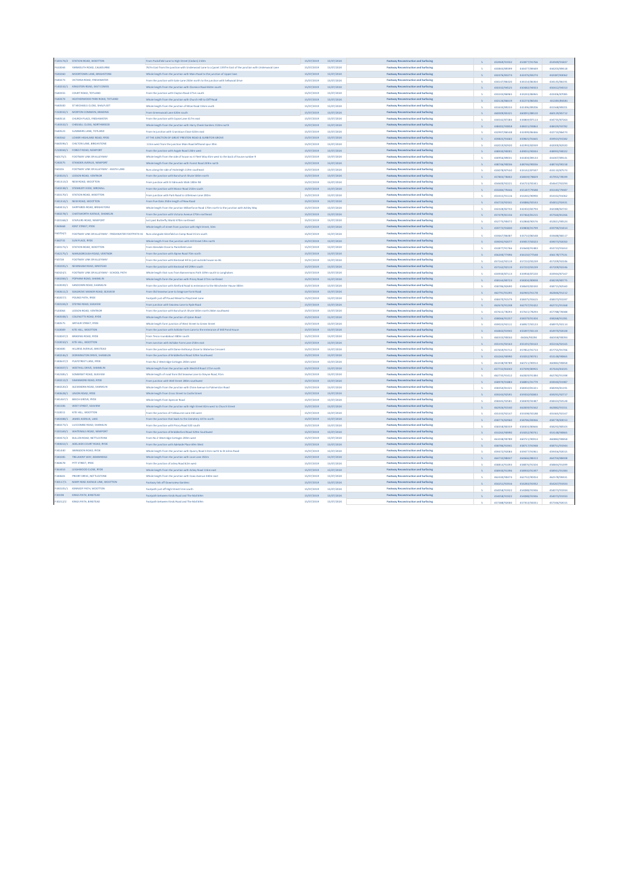| | | | | | | | | | |
|---|---|---|---|---|---|---|---|---|---|
| F103174/2 | STATION ROAD, WOOTTON | From Packsfield Lane to High Street (Cedars) 210m | 15/07/2019 | 15/07/2024 | Footway Reconstruction and Surfacing | S | 455949/92047 | 455877/91766 | 455949/92047 |
| F410046 | YARMOUTH ROAD, COLWELL | 797m East from the junction with Underwood Lane to a point 149m East of the junction with Underwood Lane | 15/07/2019 | 15/07/2024 | Footway Reconstruction and Surfacing | S | 434064/88599 | 434077/88409 | 434203/88128 |
| F442460 | MOORTOWN LANE, BRIGHSTONE | Whole length from the junction with Main Road to the junction of Upper Lane | 15/07/2019 | 15/07/2024 | Footway Reconstruction and Surfacing | S | 443476/83274 | 443976/83274 | 443387/83082 |
| F440273 | VICTORIA ROAD, FRESHWATER | From the junction with Gate Lane 260m north to the junction with Selhurst Drive | 15/07/2019 | 15/07/2024 | Footway Reconstruction and Surfacing | S | 434107/86420 | 434154/86464 | 434135/86191 |
| F102315/1 | KINGSTON ROAD, EAST COWES | Whole length from the junction with Clarence Road 460m south | 15/07/2019 | 15/07/2024 | Footway Reconstruction and Surfacing | S | 450932/94525 | 450882/94923 | 450312/94513 |
| F440335 | COURT ROAD, TOTLAND | From the junction with Clayton Road 271m south | 15/07/2019 | 15/07/2024 | Footway Reconstruction and Surfacing | S | 433224/86965 | 433263/86963 | 433306/87085 |
| F440370 | HEATHERWOOD PARK ROAD, TOTLAND | Whole length from the junction with Church Hill to Cliff Road | 15/07/2019 | 15/07/2024 | Footway Reconstruction and Surfacing | S | 432116/86629 | 432273/86346 | 432285/86581 |
| F440580 | ST MICHAELS CLOSE, SHALFLEET | Whole length from the junction of Mew Road 156m south | 15/07/2019 | 15/07/2024 | Footway Reconstruction and Surfacing | S | 441654/89033 | 441606/89206 | 441568/89101 |
| F102041/1 | MORTON COMMON, BRADING | From Greenwood Lane 420m south | 15/07/2019 | 15/07/2024 | Footway Reconstruction and Surfacing | S | 460009/86521 | 460091/86510 | 460129/85712 |
| F440514 | CHURCH PLACE, FRESHWATER | From the junction with Copse Lane 417m east | 15/07/2019 | 15/07/2024 | Footway Reconstruction and Surfacing | S | 434542/87284 | 434869/87113 | 434731/87264 |
| F100330/2 | CHESSELL CLOSE, NORTHWOOD | Whole length from the junction with Harry Cheek Gardens 150m north | 15/07/2019 | 15/07/2024 | Footway Reconstruction and Surfacing | S | 448082/93959 | 448025/93863 | 448029/93782 |
| F440523 | SUMMERS LANE, TOTLAND | From to junction with Granstown Close 431m east | 15/07/2019 | 15/07/2024 | Footway Reconstruction and Surfacing | S | 432907/86508 | 432399/86464 | 432733/86574 |
| F440042 | LOWER HIGHLAND ROAD, RYDE | AT THE JUNCTION OF GREAT PRESTON ROAD & SURBITON GROVE | 15/07/2019 | 15/07/2024 | Footway Reconstruction and Surfacing | S | 459825/91665 | 459825/91665 | 459923/92182 |
| F440596/1 | CHILTON LANE, BRIGHSTONE | 115m west from the junction Main Road leftland spur 39m | 15/07/2019 | 15/07/2024 | Footway Reconstruction and Surfacing | S | 442019/82022 | 441993/82459 | 442006/82520 |
| F210046/1 | FOREST ROAD, NEWPORT | From the junction with Argyle Road 136m west | 15/07/2019 | 15/07/2024 | Footway Reconstruction and Surfacing | S | 448938/90081 | 449053/90044 | 448992/90022 |
| F402761/1 | FOOTWAY LINK OR ALLEYWAY | Whole length from the side of house no 6 Fleet Way 45m west to the back of house number 9 | 15/07/2019 | 15/07/2024 | Footway Reconstruction and Surfacing | S | 440036/89031 | 441004/89143 | 441037/89141 |
| F280375 | STANDEN AVENUE, NEWPORT | Whole length from the junction with Forest Road 265m north | 15/07/2019 | 15/07/2024 | Footway Reconstruction and Surfacing | S | 448738/90036 | 448744/90356 | 448733/90158 |
| F40426 | FOOTWAY LINK OR ALLEYWAY - HEATH LANE | Runs along the side of Hethleigh 119m southeast | 15/07/2019 | 15/07/2024 | Footway Reconstruction and Surfacing | S | 433078/87550 | 433142/87597 | 433112/87573 |
| F103015/1 | LEESON ROAD, VENTNOR | From the junction with Bonchurch Shute 565m north | 15/07/2019 | 15/07/2024 | Footway Reconstruction and Surfacing | S | 457803/78082 | 458693/78829 | 457953/78199 |
| F141113/2 | NEW ROAD, WOOTTON | From junction with St Edmunds Walk 140m NE | 15/07/2019 | 15/07/2024 | Footway Reconstruction and Surfacing | S | 454408/92321 | 454723/92361 | 454437/92193 |
| F100228/1 | STEYBURY VIEW, WROXALL | From the junction with Manor Road 310m south | 15/07/2019 | 15/07/2024 | Footway Reconstruction and Surfacing | S | 455084/79684 | 455207/79688 | 455150/79687 |
| F103170/1 | STATION ROAD, WOOTTON | From junction with Park Road to Littletown Lane 202m | 15/07/2019 | 15/07/2024 | Footway Reconstruction and Surfacing | S | 455455/91118 | 455265/90900 | 455332/91062 |
| F141113/1 | NEW ROAD, WOOTTON | From Fun Cats 250m length of New Road | 15/07/2019 | 15/07/2024 | Footway Reconstruction and Surfacing | S | 454723/92331 | 454886/92553 | 454812/92432 |
| F440125/1 | SHIPPARDS ROAD, BRIGHSTONE | Whole length from the junction Wilberforce Road 170m north to the junction with Ashley Way | 15/07/2019 | 15/07/2024 | Footway Reconstruction and Surfacing | S | 432328/82763 | 432353/82793 | 432368/82732 |
| F440276/1 | CHATSWORTH AVENUE, SHANKLIN | From the junction with Victoria Avenue 270m northeast | 15/07/2019 | 15/07/2024 | Footway Reconstruction and Surfacing | S | 457078/81156 | 457064/81215 | 457040/81206 |
| F102180/2 | STAPLERS ROAD, NEWPORT | Just past Butterfly World 379m northeast | 15/07/2019 | 15/07/2024 | Footway Reconstruction and Surfacing | S | 452775/90472 | 452868/90576 | 452821/90524 |
| F440646 | KENT STREET, RYDE | Whole length of street from junction with High Street, 50m | 15/07/2019 | 15/07/2024 | Footway Reconstruction and Surfacing | S | 459772/91830 | 459808/91799 | 459790/91814 |
| F407014/1 | FOOTWAY LINK OR ALLEYWAY - FRESHWATER FOOTPATH 31 | Runs alongside Glenfield on Camp Road 151m south | 15/07/2019 | 15/07/2024 | Footway Reconstruction and Surfacing | S | 433667/86487 | 433710/86548 | 433608/86517 |
| F440716 | SUN PLACE, RYDE | Whole length from the junction with Hill Street 68m north | 15/07/2019 | 15/07/2024 | Footway Reconstruction and Surfacing | S | 459092/92077 | 459051/92023 | 459073/92050 |
| F103171/2 | STATION ROAD, WOOTTON | From Glendale Close to Packsfield Lane | 15/07/2019 | 15/07/2024 | Footway Reconstruction and Surfacing | S | 455877/91766 | 455669/91483 | 455773/91613 |
| F142175/1 | MARLBOROUGH ROAD, VENTNOR | From the junction with Alpine Road 70m north | 15/07/2019 | 15/07/2024 | Footway Reconstruction and Surfacing | S | 456209/77496 | 456150/77509 | 456178/77531 |
| F40728 | FOOTWAY LINK OR ALLEYWAY | From the junction with Bestead Hill to just outside house no 46 | 15/07/2019 | 15/07/2024 | Footway Reconstruction and Surfacing | S | 457162/92119 | 457210/92209 | 457209/92246 |
| F300205/2 | NEWNHAM ROAD, WINSTEAD | From the junction with Bestead Hill 299m south | 15/07/2019 | 15/07/2024 | Footway Reconstruction and Surfacing | S | 457162/92119 | 457210/92209 | 457209/92246 |
| F40242/1 | FOOTWAY LINK OR ALLEYWAY - SCHOOL PATH | Whole length that runs from Bannermans Path 109m south to Langhalves | 15/07/2019 | 15/07/2024 | Footway Reconstruction and Surfacing | S | 433938/87113 | 433908/87222 | 433916/87167 |
| F440284/1 | POPHAM ROAD, SHANKLIN | Whole length from the junction with Priory Road 271m northeast | 15/07/2019 | 15/07/2024 | Footway Reconstruction and Surfacing | S | 458168/80723 | 458304/80838 | 458239/80775 |
| F100049/1 | SANDOWN ROAD, SHANKLIN | From the junction with Atelord Road to entrance to the Winchester House 300m | 15/07/2019 | 15/07/2024 | Footway Reconstruction and Surfacing | S | 458706/82690 | 458609/82430 | 458715/82540 |
| F100015/1 | SEAGROVE MANOR ROAD, SEAVIEW | From Old Seaview Lane to Seagrove Farm Road | 15/07/2019 | 15/07/2024 | Footway Reconstruction and Surfacing | S | 462791/91285 | 462945/91178 | 462806/91212 |
| F400073 | POUND PATH, RYDE | Footpath just off Pound Mead to Pinetree Lane | 15/07/2019 | 15/07/2024 | Footway Reconstruction and Surfacing | S | 458373/91579 | 458475/91613 | 458473/91597 |
| F100154/2 | STEYNE ROAD, SEAVIEW | From junction with Seaview Lane to Hyde Road | 15/07/2019 | 15/07/2024 | Footway Reconstruction and Surfacing | S | 462474/91268 | 462737/91422 | 462721/91368 |
| F420060 | LEESON ROAD, VENTNOR | From the junction with Bonchurch Shute 505m north 284m southwest | 15/07/2019 | 15/07/2024 | Footway Reconstruction and Surfacing | S | 457615/78293 | 457615/78293 | 457788/78088 |
| F300036/1 | COLENUTTS ROAD, RYDE | Whole length from the junction of Upton Road | 15/07/2019 | 15/07/2024 | Footway Reconstruction and Surfacing | S | 458068/91257 | 458070/91303 | 458048/91281 |
| F40017S | ARTHUR STREET, RYDE | Whole length from junction of West Street to Greene Street | 15/07/2019 | 15/07/2024 | Footway Reconstruction and Surfacing | S | 458923/92111 | 458927/92133 | 458975/92114 |
| F410089 | KITE HILL, WOOTTON | From the junction with Ashlake Farm Lane to the extension of Mill Pond House | 15/07/2019 | 15/07/2024 | Footway Reconstruction and Surfacing | S | 454803/92081 | 455007/92110 | 454970/92028 |
| F102047/2 | BRADING ROAD, RYDE | From Tesco roundabout 480m south | 15/07/2019 | 15/07/2024 | Footway Reconstruction and Surfacing | S | 460433/90263 | 46046/90296 | 460458/90094 |
| F100510/2 | KITE HILL, WOOTTON | From junction with Ashlake Farm Lane 253m east | 15/07/2019 | 15/07/2024 | Footway Reconstruction and Surfacing | S | 455192/92163 | 455201/92163 | 455316/92161 |
| F440045 | HILLRISE AVENUE, WINSTEAD | From the junction with Claire Anthonys Close to Waterloo Crescent | 15/07/2019 | 15/07/2024 | Footway Reconstruction and Surfacing | S | 457658/91712 | 457852/91713 | 457756/91706 |
| F440246/2 | DONNINGTON DRIVE, SHANKLIN | From the junction of Briddlesford Road 329m Southwest | 15/07/2019 | 15/07/2024 | Footway Reconstruction and Surfacing | S | 451265/90992 | 451032/90741 | 451148/90865 |
| F380637/2 | PLAYSTREET LANE, RYDE | From No 2 Westridge Cottages 200m west | 15/07/2019 | 15/07/2024 | Footway Reconstruction and Surfacing | S | 461038/90789 | 460721/90914 | 460882/90858 |
| F400337/1 | WESTHILL GROVE, SHANKLIN | Whole length from the junction with Westhill Road 172m north | 15/07/2019 | 15/07/2024 | Footway Reconstruction and Surfacing | S | 457722/82243 | 457590/82991 | 457604/82225 |
| F102385/1 | SOMERSET ROAD, SEAVIEW | Whole length of road from Old Seaview Lane to Steyne Road, 91m | 15/07/2019 | 15/07/2024 | Footway Reconstruction and Surfacing | S | 462735/91312 | 462829/91383 | 462792/91398 |
| F400212/2 | SWANMORE ROAD, RYDE | From junction with Well Street 380m southwest | 15/07/2019 | 15/07/2024 | Footway Reconstruction and Surfacing | S | 458979/91884 | 458891/91778 | 459048/92087 |
| F440220/2 | ALEXANDRA ROAD, SHANKLIN | Whole length from the junction with Chine Avenue to Palmerston Road | 15/07/2019 | 15/07/2024 | Footway Reconstruction and Surfacing | S | 458450/81521 | 458450/81321 | 458366/81191 |
| F440638/1 | UNION ROAD, RYDE | Whole length from Cross Street to Castle Street | 15/07/2019 | 15/07/2024 | Footway Reconstruction and Surfacing | S | 459332/92591 | 459332/92863 | 459291/92717 |
| F40167/1 | BEECH GROVE, RYDE | Whole length from Spencer Road | 15/07/2019 | 15/07/2024 | Footway Reconstruction and Surfacing | S | 458455/92581 | 458409/92487 | 458424/92528 |
| F440586 | WEST STREET, SEAVIEW | Whole length from the junction with High Street 82m west to Church Street | 15/07/2019 | 15/07/2024 | Footway Reconstruction and Surfacing | S | 462939/91530 | 462899/91562 | 462882/91551 |
| F410011 | KITE HILL, WOOTTON | From the junction of Fishbourne Lane 265 west | 15/07/2019 | 15/07/2024 | Footway Reconstruction and Surfacing | S | 455330/92147 | 455348/92088 | 455360/92167 |
| F443580/1 | JAMES AVENUE, LAKE | From the junction that leads to the Cemetery 107m north | 15/07/2019 | 15/07/2024 | Footway Reconstruction and Surfacing | S | 458773/82960 | 458706/83006 | 458779/83013 |
| F402270/1 | LUCCOMBE ROAD, SHANKLIN | From the junction with Priory Road 320 south | 15/07/2019 | 15/07/2024 | Footway Reconstruction and Surfacing | S | 458358/80193 | 458403/80466 | 458290/80195 |
| F102169/1 | WHITEHALLS ROAD, NEWPORT | From the junction of Briddlesford Road 329m Southwest | 15/07/2019 | 15/07/2024 | Footway Reconstruction and Surfacing | S | 451265/90992 | 451032/90741 | 451148/90865 |
| F380371/2 | BULLEN ROAD, NETTLESTONE | From No 2 Westridge Cottages 200m west | 15/07/2019 | 15/07/2024 | Footway Reconstruction and Surfacing | S | 461038/90789 | 460721/90914 | 460882/90858 |
| F300031/1 | ADELAIDE COURT ROAD, RYDE | From the junction with Adelaide Place 49m West | 15/07/2019 | 15/07/2024 | Footway Reconstruction and Surfacing | S | 458766/92061 | 458717/91988 | 458751/92043 |
| F441480 | ABINGDON ROAD, RYDE | Whole length from the junction with Quarry Road 115m north to St Johns Road | 15/07/2019 | 15/07/2024 | Footway Reconstruction and Surfacing | S | 459472/92083 | 459477/91961 | 459456/92010 |
| F440395 | TRELAWNY WAY, BEMBRIDGE | Whole length from the junction with Love Lane 350m | 15/07/2019 | 15/07/2024 | Footway Reconstruction and Surfacing | S | 464750/88047 | 464466/88413 | 464706/88038 |
| F440678 | PITT STREET, RYDE | From the junction of Ashey Road 63m west | 15/07/2019 | 15/07/2024 | Footway Reconstruction and Surfacing | S | 458818/91493 | 458876/91504 | 458844/91399 |
| F440454 | LOGANWOOD CLOSE, RYDE | Whole length from the junction with Ashey Road 116m east | 15/07/2019 | 15/07/2024 | Footway Reconstruction and Surfacing | S | 458930/91396 | 458930/91397 | 458991/91383 |
| F440601 | PRIORY DRIVE, NETTLESTONE | Whole length from the junction with Oaks Avenue 340m east | 15/07/2019 | 15/07/2024 | Footway Reconstruction and Surfacing | S | 462430/90073 | 462732/90354 | 462578/90031 |
| F301177/1 | MARY ROSE AVENUE LINK, WOOTTON | Footway link off Downsview Gardens | 15/07/2019 | 15/07/2024 | Footway Reconstruction and Surfacing | S | 454251/91026 | 454202/91002 | 454267/91023 |
| F400105/1 | KENNEDY PATH, WOOTTON | Footpath just off High Street 51m south | 15/07/2019 | 15/07/2024 | Footway Reconstruction and Surfacing | S | 454058/91922 | 454088/91946 | 454073/91934 |
| F40598 | KINGS PATH, BINSTEAD | Footpath between Kinds Road and The Malt Kiln | 15/07/2019 | 15/07/2024 | Footway Reconstruction and Surfacing | S | 454058/91922 | 454088/91946 | 454073/91934 |
| F40211/2 | KINGS PATH, BINSTEAD | Footpath between Kinds Road and The Malt Kiln | 15/07/2019 | 15/07/2024 | Footway Reconstruction and Surfacing | S | 457348/92003 | 457353/92021 | 457346/92015 |